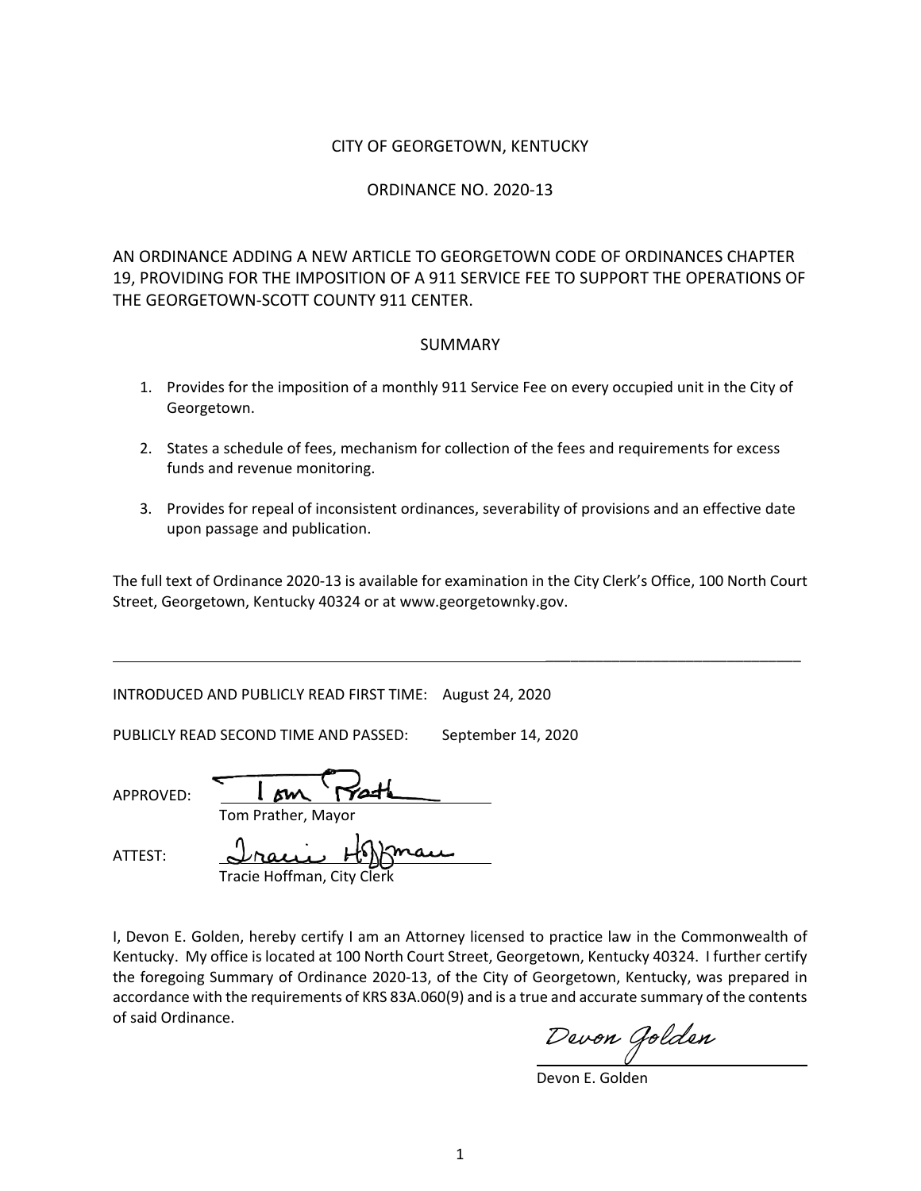CITY OF GEORGETOWN, KENTUCKY

ORDINANCE NO. 2020-13

AN ORDINANCE ADDING A NEW ARTICLE TO GEORGETOWN CODE OF ORDINANCES CHAPTER 19, PROVIDING FOR THE IMPOSITION OF A 911 SERVICE FEE TO SUPPORT THE OPERATIONS OF THE GEORGETOWN-SCOTT COUNTY 911 CENTER.

SUMMARY

1. Provides for the imposition of a monthly 911 Service Fee on every occupied unit in the City of Georgetown.

2. States a schedule of fees, mechanism for collection of the fees and requirements for excess funds and revenue monitoring.

3. Provides for repeal of inconsistent ordinances, severability of provisions and an effective date upon passage and publication.

The full text of Ordinance 2020-13 is available for examination in the City Clerk's Office, 100 North Court Street, Georgetown, Kentucky 40324 or at www.georgetownky.gov.

---

INTRODUCED AND PUBLICLY READ FIRST TIME: August 24, 2020

PUBLICLY READ SECOND TIME AND PASSED: September 14, 2020

APPROVED: Tom Prather

Tom Prather, Mayor

ATTEST: Tracie Hoffman

Tracie Hoffman, City Clerk

I, Devon E. Golden, hereby certify I am an Attorney licensed to practice law in the Commonwealth of Kentucky. My office is located at 100 North Court Street, Georgetown, Kentucky 40324. I further certify the foregoing Summary of Ordinance 2020-13, of the City of Georgetown, Kentucky, was prepared in accordance with the requirements of KRS 83A.060(9) and is a true and accurate summary of the contents of said Ordinance.

Devon Golden

Devon E. Golden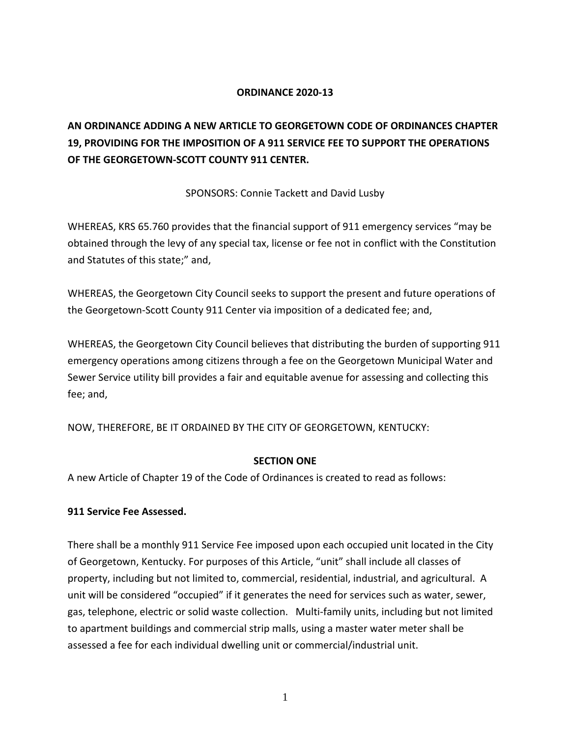**ORDINANCE 2020-13**

**AN ORDINANCE ADDING A NEW ARTICLE TO GEORGETOWN CODE OF ORDINANCES CHAPTER 19, PROVIDING FOR THE IMPOSITION OF A 911 SERVICE FEE TO SUPPORT THE OPERATIONS OF THE GEORGETOWN-SCOTT COUNTY 911 CENTER.**

SPONSORS: Connie Tackett and David Lusby

WHEREAS, KRS 65.760 provides that the financial support of 911 emergency services "may be obtained through the levy of any special tax, license or fee not in conflict with the Constitution and Statutes of this state;" and,

WHEREAS, the Georgetown City Council seeks to support the present and future operations of the Georgetown-Scott County 911 Center via imposition of a dedicated fee; and,

WHEREAS, the Georgetown City Council believes that distributing the burden of supporting 911 emergency operations among citizens through a fee on the Georgetown Municipal Water and Sewer Service utility bill provides a fair and equitable avenue for assessing and collecting this fee; and,

NOW, THEREFORE, BE IT ORDAINED BY THE CITY OF GEORGETOWN, KENTUCKY:

**SECTION ONE**

A new Article of Chapter 19 of the Code of Ordinances is created to read as follows:

**911 Service Fee Assessed.**

There shall be a monthly 911 Service Fee imposed upon each occupied unit located in the City of Georgetown, Kentucky. For purposes of this Article, "unit" shall include all classes of property, including but not limited to, commercial, residential, industrial, and agricultural. A unit will be considered "occupied" if it generates the need for services such as water, sewer, gas, telephone, electric or solid waste collection. Multi-family units, including but not limited to apartment buildings and commercial strip malls, using a master water meter shall be assessed a fee for each individual dwelling unit or commercial/industrial unit.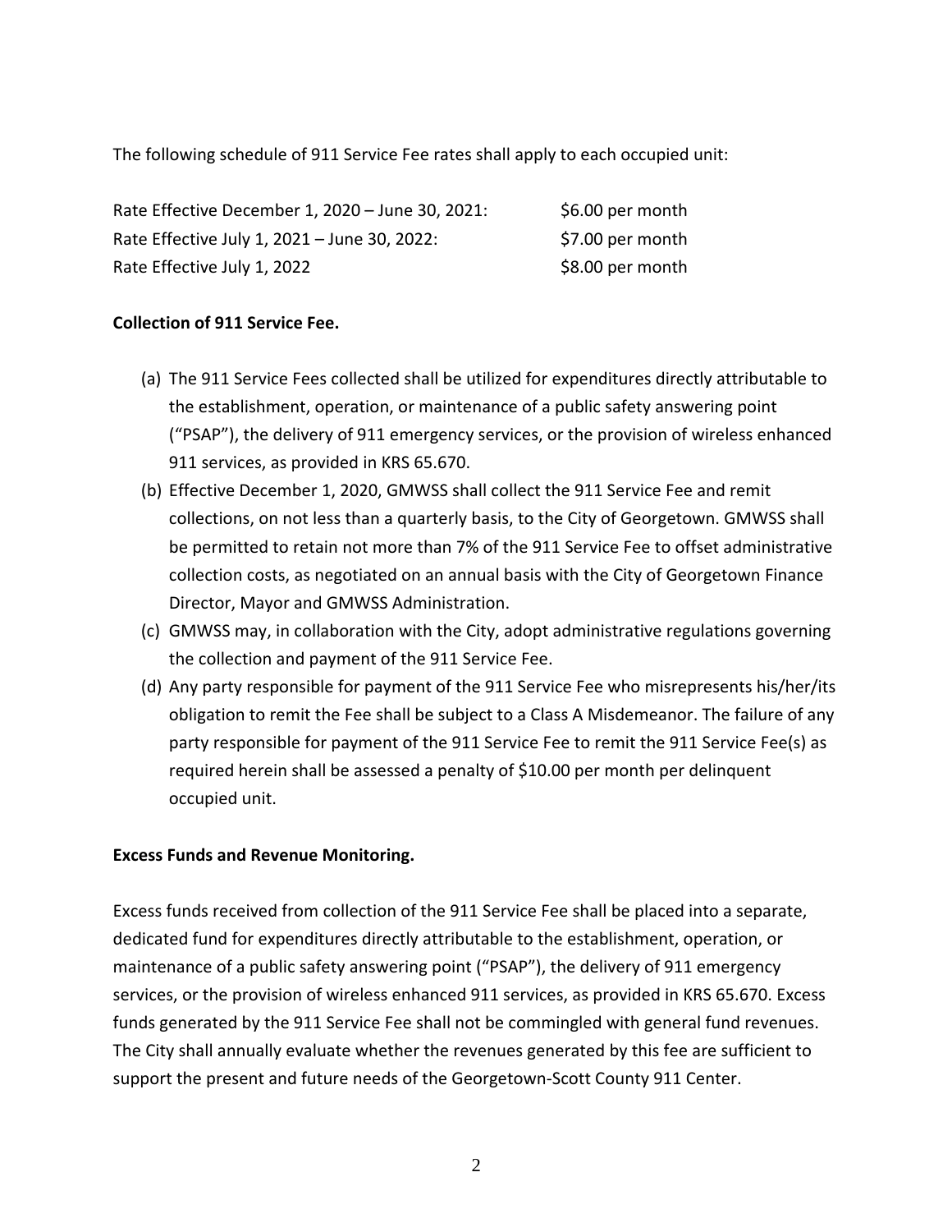The following schedule of 911 Service Fee rates shall apply to each occupied unit:

| | |
|---|---|
| Rate Effective December 1, 2020 – June 30, 2021: | $6.00 per month |
| Rate Effective July 1, 2021 – June 30, 2022: | $7.00 per month |
| Rate Effective July 1, 2022 | $8.00 per month |

**Collection of 911 Service Fee.**

(a) The 911 Service Fees collected shall be utilized for expenditures directly attributable to the establishment, operation, or maintenance of a public safety answering point ("PSAP"), the delivery of 911 emergency services, or the provision of wireless enhanced 911 services, as provided in KRS 65.670.

(b) Effective December 1, 2020, GMWSS shall collect the 911 Service Fee and remit collections, on not less than a quarterly basis, to the City of Georgetown. GMWSS shall be permitted to retain not more than 7% of the 911 Service Fee to offset administrative collection costs, as negotiated on an annual basis with the City of Georgetown Finance Director, Mayor and GMWSS Administration.

(c) GMWSS may, in collaboration with the City, adopt administrative regulations governing the collection and payment of the 911 Service Fee.

(d) Any party responsible for payment of the 911 Service Fee who misrepresents his/her/its obligation to remit the Fee shall be subject to a Class A Misdemeanor. The failure of any party responsible for payment of the 911 Service Fee to remit the 911 Service Fee(s) as required herein shall be assessed a penalty of $10.00 per month per delinquent occupied unit.

**Excess Funds and Revenue Monitoring.**

Excess funds received from collection of the 911 Service Fee shall be placed into a separate, dedicated fund for expenditures directly attributable to the establishment, operation, or maintenance of a public safety answering point ("PSAP"), the delivery of 911 emergency services, or the provision of wireless enhanced 911 services, as provided in KRS 65.670. Excess funds generated by the 911 Service Fee shall not be commingled with general fund revenues. The City shall annually evaluate whether the revenues generated by this fee are sufficient to support the present and future needs of the Georgetown-Scott County 911 Center.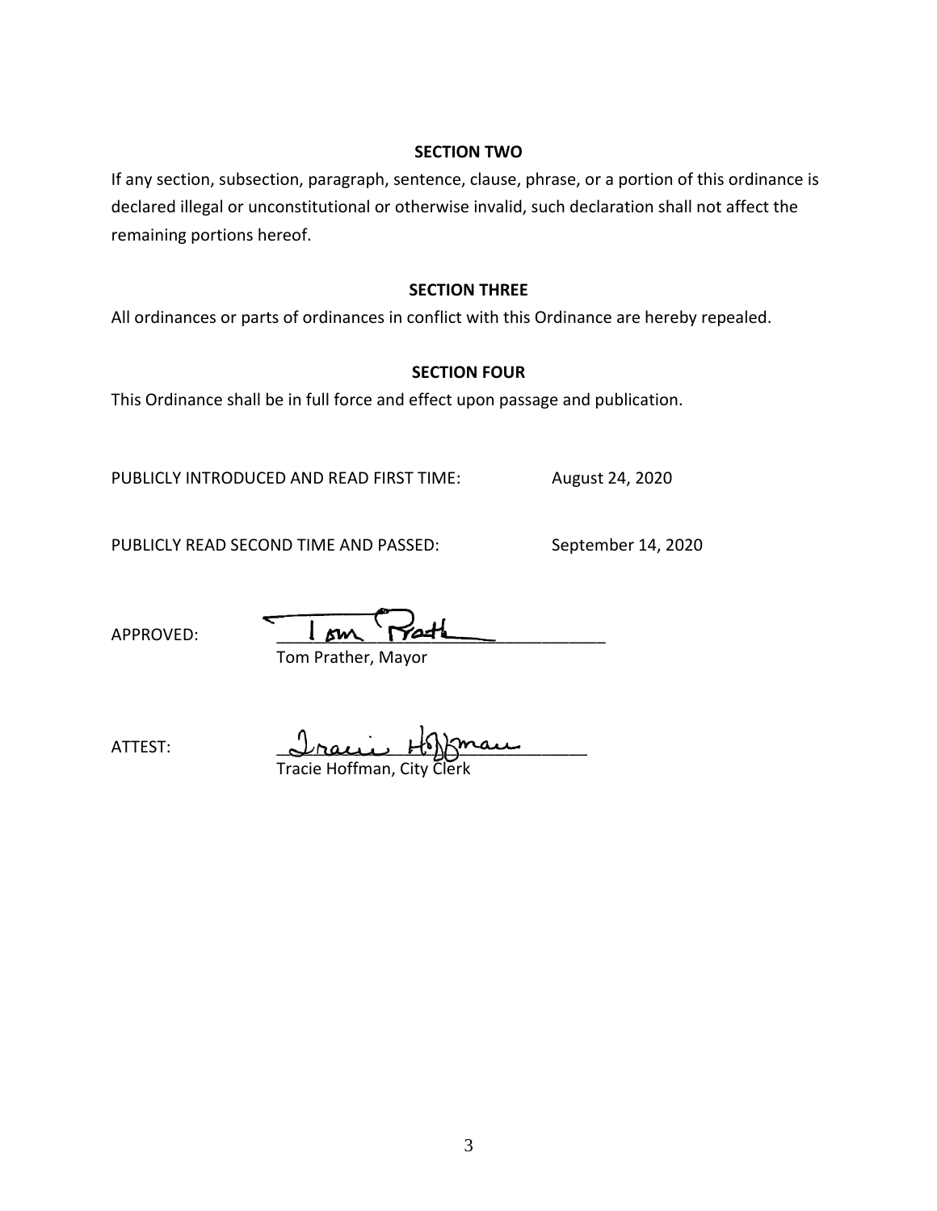**SECTION TWO**

If any section, subsection, paragraph, sentence, clause, phrase, or a portion of this ordinance is declared illegal or unconstitutional or otherwise invalid, such declaration shall not affect the remaining portions hereof.

**SECTION THREE**

All ordinances or parts of ordinances in conflict with this Ordinance are hereby repealed.

**SECTION FOUR**

This Ordinance shall be in full force and effect upon passage and publication.

PUBLICLY INTRODUCED AND READ FIRST TIME: August 24, 2020

PUBLICLY READ SECOND TIME AND PASSED: September 14, 2020

APPROVED: ______________________________

Tom Prather, Mayor

ATTEST: ______________________________

Tracie Hoffman, City Clerk